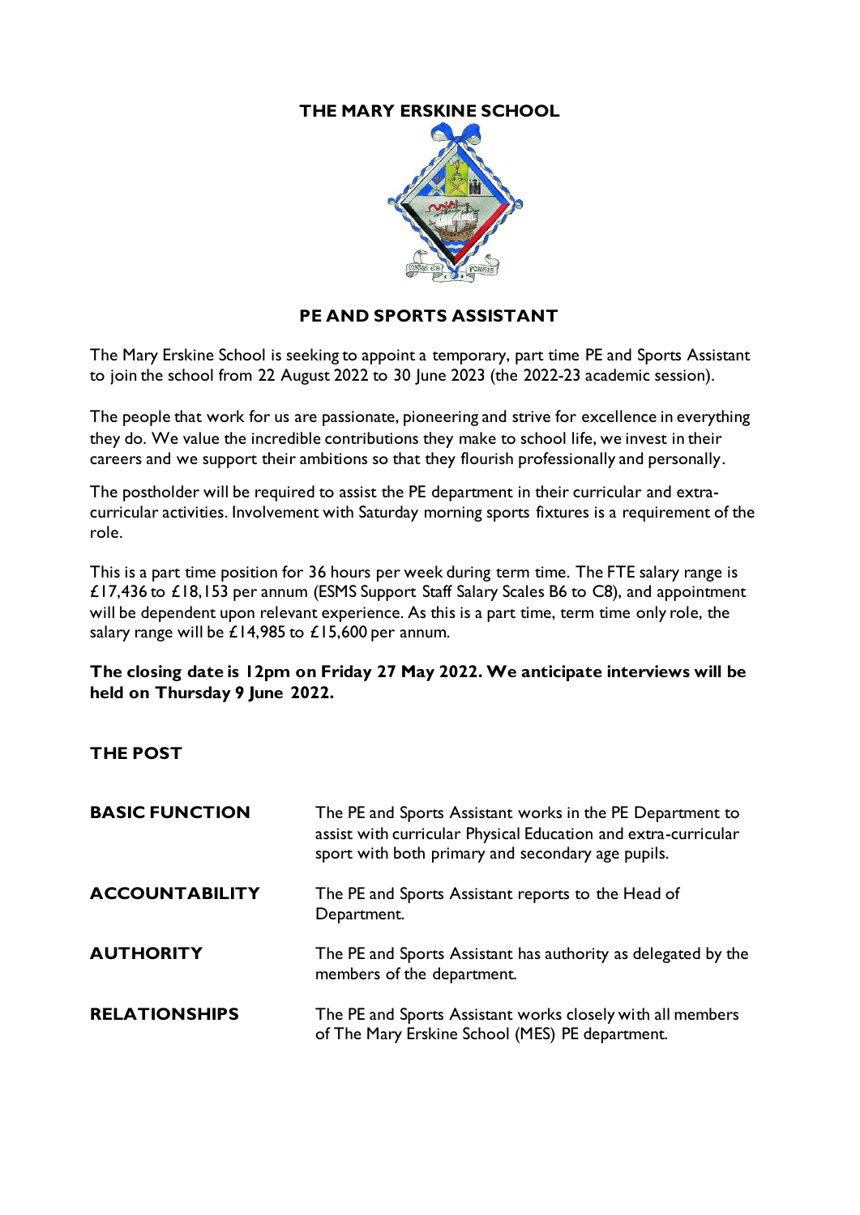# THE MARY ERSKINE SCHOOL

## PE AND SPORTS ASSISTANT

The Mary Erskine School is seeking to appoint a temporary, part time PE and Sports Assistant to join the school from 22 August 2022 to 30 June 2023 (the 2022-23 academic session).

The people that work for us are passionate, pioneering and strive for excellence in everything they do. We value the incredible contributions they make to school life, we invest in their careers and we support their ambitions so that they flourish professionally and personally.

The postholder will be required to assist the PE department in their curricular and extra-curricular activities. Involvement with Saturday morning sports fixtures is a requirement of the role.

This is a part time position for 36 hours per week during term time. The FTE salary range is £17,436 to £18,153 per annum (ESMS Support Staff Salary Scales B6 to C8), and appointment will be dependent upon relevant experience. As this is a part time, term time only role, the salary range will be £14,985 to £15,600 per annum.

**The closing date is 12pm on Friday 27 May 2022. We anticipate interviews will be held on Thursday 9 June 2022.**

## THE POST

| | |
|---|---|
| **BASIC FUNCTION** | The PE and Sports Assistant works in the PE Department to assist with curricular Physical Education and extra-curricular sport with both primary and secondary age pupils. |
| **ACCOUNTABILITY** | The PE and Sports Assistant reports to the Head of Department. |
| **AUTHORITY** | The PE and Sports Assistant has authority as delegated by the members of the department. |
| **RELATIONSHIPS** | The PE and Sports Assistant works closely with all members of The Mary Erskine School (MES) PE department. |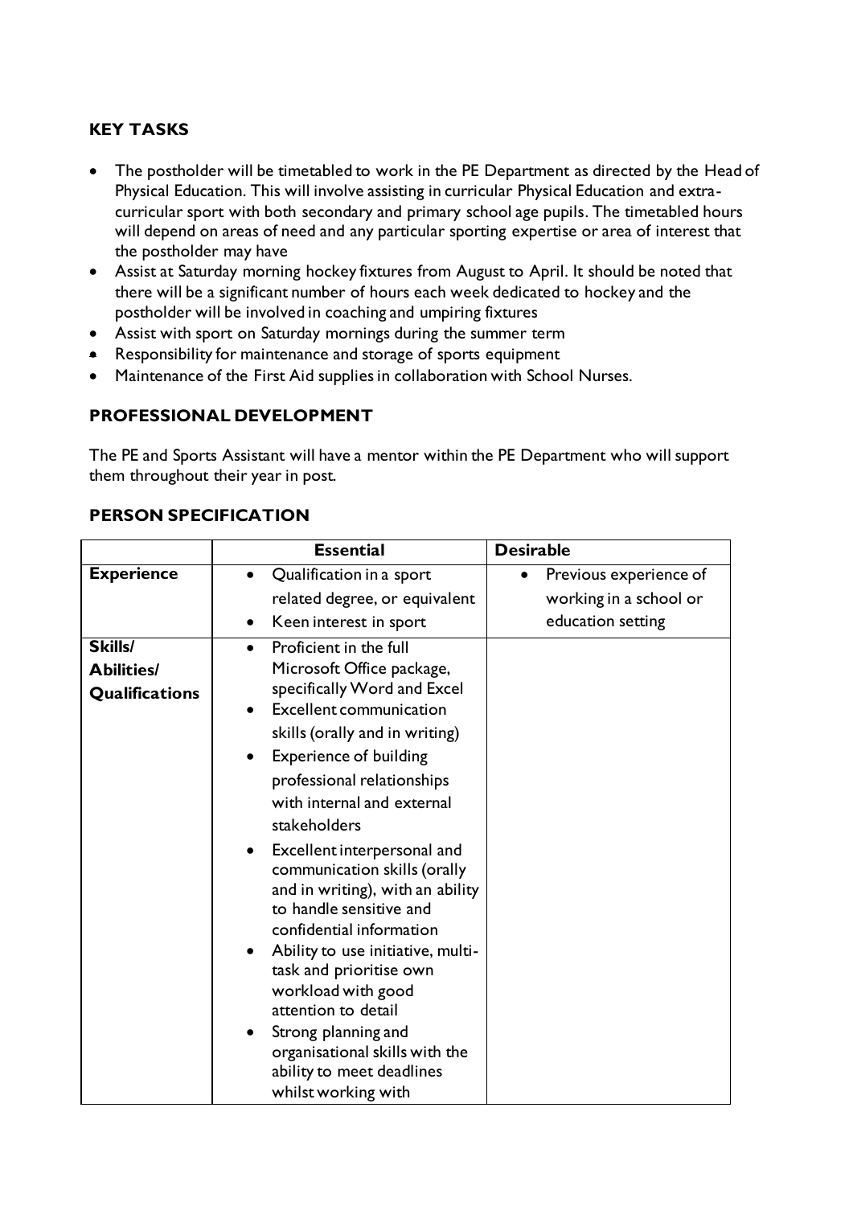## KEY TASKS

- The postholder will be timetabled to work in the PE Department as directed by the Head of Physical Education. This will involve assisting in curricular Physical Education and extra-curricular sport with both secondary and primary school age pupils. The timetabled hours will depend on areas of need and any particular sporting expertise or area of interest that the postholder may have
- Assist at Saturday morning hockey fixtures from August to April. It should be noted that there will be a significant number of hours each week dedicated to hockey and the postholder will be involved in coaching and umpiring fixtures
- Assist with sport on Saturday mornings during the summer term
- Responsibility for maintenance and storage of sports equipment
- Maintenance of the First Aid supplies in collaboration with School Nurses.

## PROFESSIONAL DEVELOPMENT

The PE and Sports Assistant will have a mentor within the PE Department who will support them throughout their year in post.

## PERSON SPECIFICATION

| | Essential | Desirable |
|---|---|---|
| **Experience** | • Qualification in a sport related degree, or equivalent<br>• Keen interest in sport | • Previous experience of working in a school or education setting |
| **Skills/ Abilities/ Qualifications** | • Proficient in the full Microsoft Office package, specifically Word and Excel<br>• Excellent communication skills (orally and in writing)<br>• Experience of building professional relationships with internal and external stakeholders<br>• Excellent interpersonal and communication skills (orally and in writing), with an ability to handle sensitive and confidential information<br>• Ability to use initiative, multi-task and prioritise own workload with good attention to detail<br>• Strong planning and organisational skills with the ability to meet deadlines whilst working with | |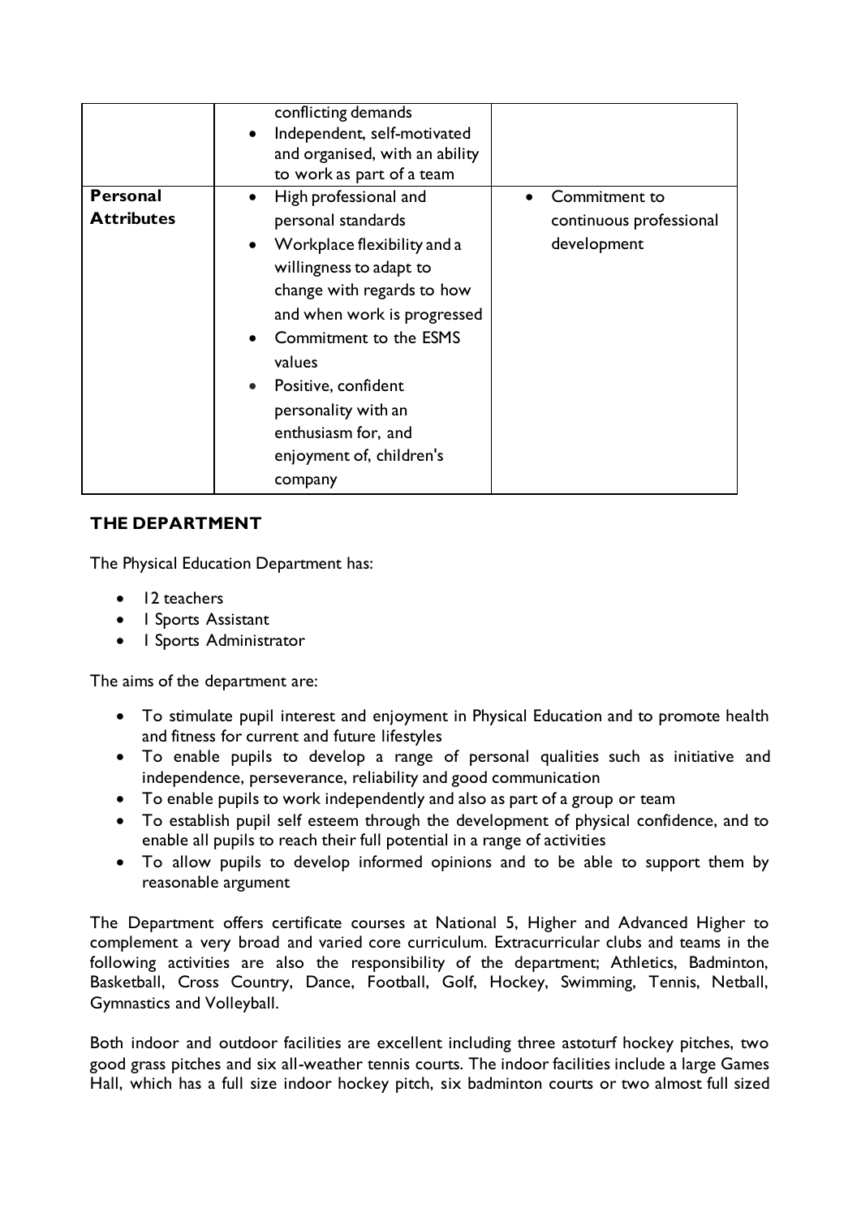| | | |
|---|---|---|
| | conflicting demands<br>• Independent, self-motivated and organised, with an ability to work as part of a team | |
| **Personal Attributes** | • High professional and personal standards<br>• Workplace flexibility and a willingness to adapt to change with regards to how and when work is progressed<br>• Commitment to the ESMS values<br>• Positive, confident personality with an enthusiasm for, and enjoyment of, children's company | • Commitment to continuous professional development |

## THE DEPARTMENT

The Physical Education Department has:

- 12 teachers
- 1 Sports Assistant
- 1 Sports Administrator

The aims of the department are:

- To stimulate pupil interest and enjoyment in Physical Education and to promote health and fitness for current and future lifestyles
- To enable pupils to develop a range of personal qualities such as initiative and independence, perseverance, reliability and good communication
- To enable pupils to work independently and also as part of a group or team
- To establish pupil self esteem through the development of physical confidence, and to enable all pupils to reach their full potential in a range of activities
- To allow pupils to develop informed opinions and to be able to support them by reasonable argument

The Department offers certificate courses at National 5, Higher and Advanced Higher to complement a very broad and varied core curriculum. Extracurricular clubs and teams in the following activities are also the responsibility of the department; Athletics, Badminton, Basketball, Cross Country, Dance, Football, Golf, Hockey, Swimming, Tennis, Netball, Gymnastics and Volleyball.

Both indoor and outdoor facilities are excellent including three astoturf hockey pitches, two good grass pitches and six all-weather tennis courts. The indoor facilities include a large Games Hall, which has a full size indoor hockey pitch, six badminton courts or two almost full sized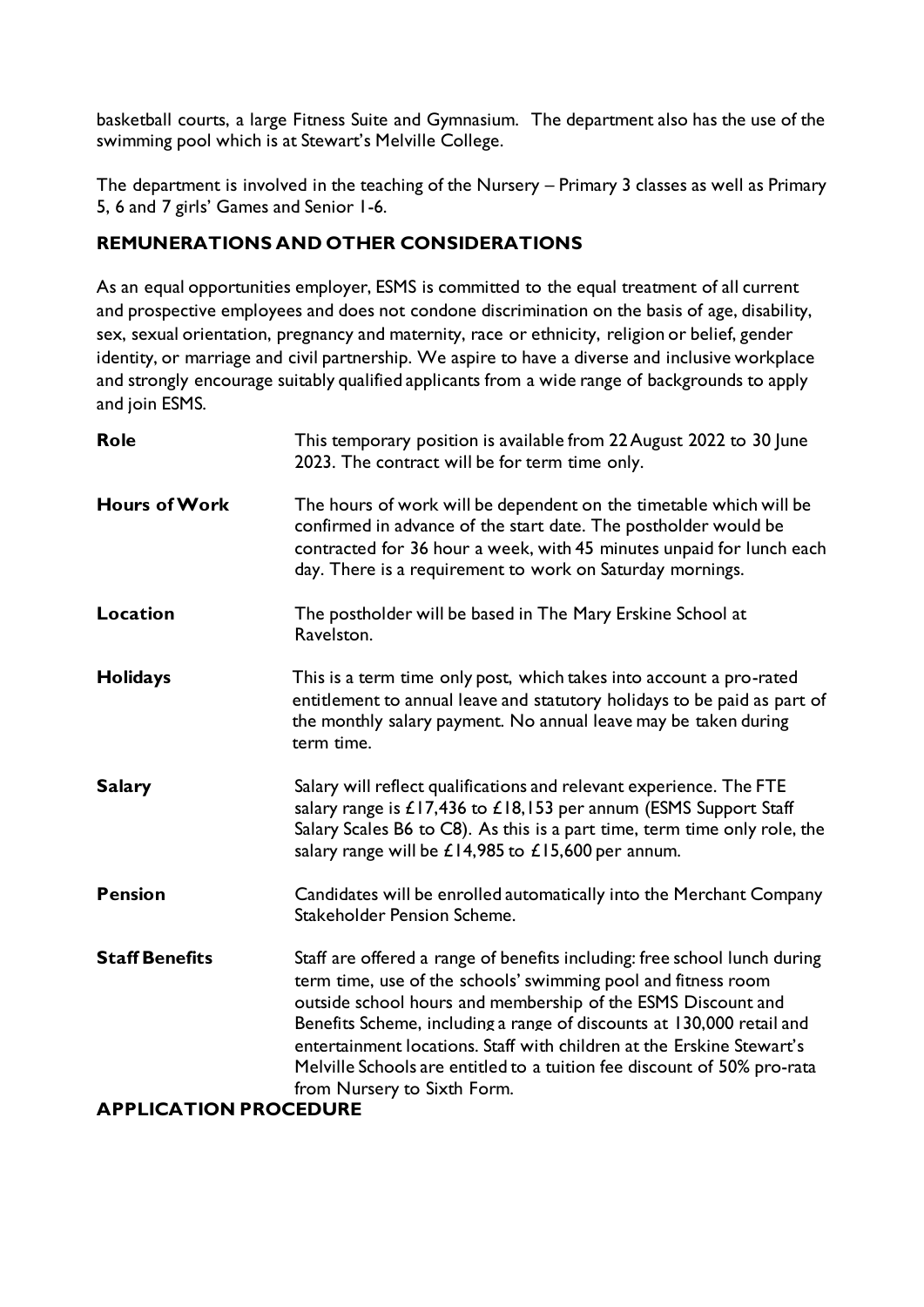basketball courts, a large Fitness Suite and Gymnasium. The department also has the use of the swimming pool which is at Stewart's Melville College.

The department is involved in the teaching of the Nursery – Primary 3 classes as well as Primary 5, 6 and 7 girls' Games and Senior 1-6.

## REMUNERATIONS AND OTHER CONSIDERATIONS

As an equal opportunities employer, ESMS is committed to the equal treatment of all current and prospective employees and does not condone discrimination on the basis of age, disability, sex, sexual orientation, pregnancy and maternity, race or ethnicity, religion or belief, gender identity, or marriage and civil partnership. We aspire to have a diverse and inclusive workplace and strongly encourage suitably qualified applicants from a wide range of backgrounds to apply and join ESMS.

| | |
|---|---|
| **Role** | This temporary position is available from 22 August 2022 to 30 June 2023. The contract will be for term time only. |
| **Hours of Work** | The hours of work will be dependent on the timetable which will be confirmed in advance of the start date. The postholder would be contracted for 36 hour a week, with 45 minutes unpaid for lunch each day. There is a requirement to work on Saturday mornings. |
| **Location** | The postholder will be based in The Mary Erskine School at Ravelston. |
| **Holidays** | This is a term time only post, which takes into account a pro-rated entitlement to annual leave and statutory holidays to be paid as part of the monthly salary payment. No annual leave may be taken during term time. |
| **Salary** | Salary will reflect qualifications and relevant experience. The FTE salary range is £17,436 to £18,153 per annum (ESMS Support Staff Salary Scales B6 to C8). As this is a part time, term time only role, the salary range will be £14,985 to £15,600 per annum. |
| **Pension** | Candidates will be enrolled automatically into the Merchant Company Stakeholder Pension Scheme. |
| **Staff Benefits** | Staff are offered a range of benefits including: free school lunch during term time, use of the schools' swimming pool and fitness room outside school hours and membership of the ESMS Discount and Benefits Scheme, including a range of discounts at 130,000 retail and entertainment locations. Staff with children at the Erskine Stewart's Melville Schools are entitled to a tuition fee discount of 50% pro-rata from Nursery to Sixth Form. |

## APPLICATION PROCEDURE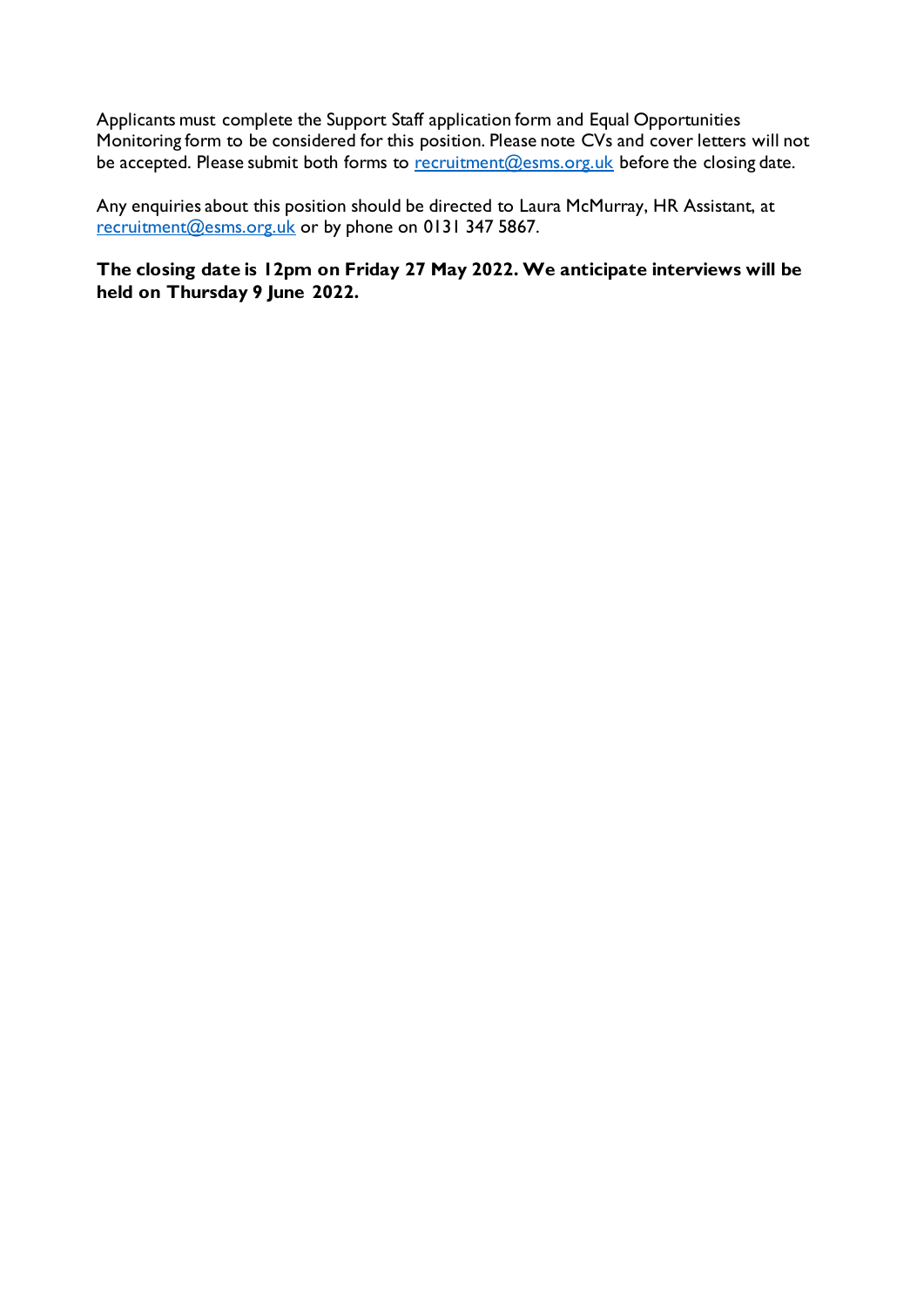Applicants must complete the Support Staff application form and Equal Opportunities Monitoring form to be considered for this position. Please note CVs and cover letters will not be accepted. Please submit both forms to recruitment@esms.org.uk before the closing date.

Any enquiries about this position should be directed to Laura McMurray, HR Assistant, at recruitment@esms.org.uk or by phone on 0131 347 5867.

**The closing date is 12pm on Friday 27 May 2022. We anticipate interviews will be held on Thursday 9 June 2022.**